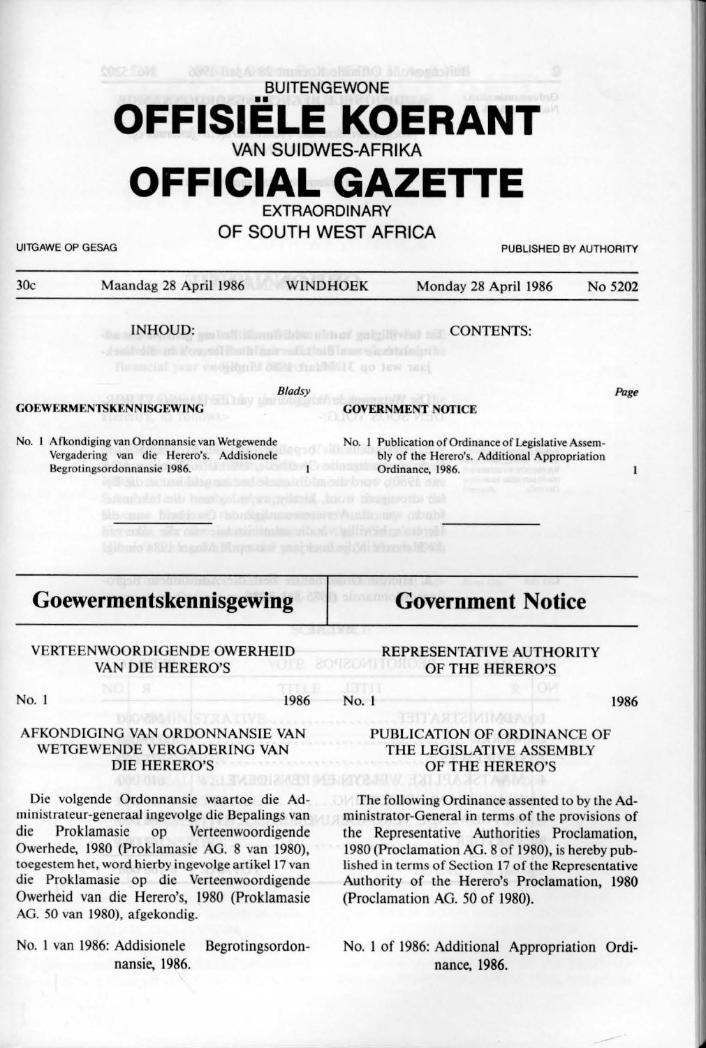BUITENGEWONE

# OFFISIËLE KOERANT

VAN SUIDWES-AFRIKA

# OFFICIAL GAZETTE

EXTRAORDINARY

OF SOUTH WEST AFRICA

UITGAWE OP GESAG | PUBLISHED BY AUTHORITY

30c | Maandag 28 April 1986 | WINDHOEK | Monday 28 April 1986 | No 5202

INHOUD: | CONTENTS:

| | Bladsy | | Page |
|---|---|---|---|
| **GOEWERMENTSKENNISGEWING** | | **GOVERNMENT NOTICE** | |
| No. 1 Afkondiging van Ordonnansie van Wetgewende Vergadering van die Herero's. Addisionele Begrotingsordonnansie 1986. | 1 | No. 1 Publication of Ordinance of Legislative Assembly of the Herero's. Additional Appropriation Ordinance, 1986. | 1 |

## Goewermentskennisgewing

VERTEENWOORDIGENDE OWERHEID VAN DIE HERERO'S

No. 1 1986

AFKONDIGING VAN ORDONNANSIE VAN WETGEWENDE VERGADERING VAN DIE HERERO'S

Die volgende Ordonnansie waartoe die Administrateur-generaal ingevolge die Bepalings van die Proklamasie op Verteenwoordigende Owerhede, 1980 (Proklamasie AG. 8 van 1980), toegestem het, word hierby ingevolge artikel 17 van die Proklamasie op die Verteenwoordigende Owerheid van die Herero's, 1980 (Proklamasie AG. 50 van 1980), afgekondig.

No. 1 van 1986: Addisionele Begrotingsordonnansie, 1986.

## Government Notice

REPRESENTATIVE AUTHORITY OF THE HERERO'S

No. 1 1986

PUBLICATION OF ORDINANCE OF THE LEGISLATIVE ASSEMBLY OF THE HERERO'S

The following Ordinance assented to by the Administrator-General in terms of the provisions of the Representative Authorities Proclamation, 1980 (Proclamation AG. 8 of 1980), is hereby published in terms of Section 17 of the Representative Authority of the Herero's Proclamation, 1980 (Proclamation AG. 50 of 1980).

No. 1 of 1986: Additional Appropriation Ordinance, 1986.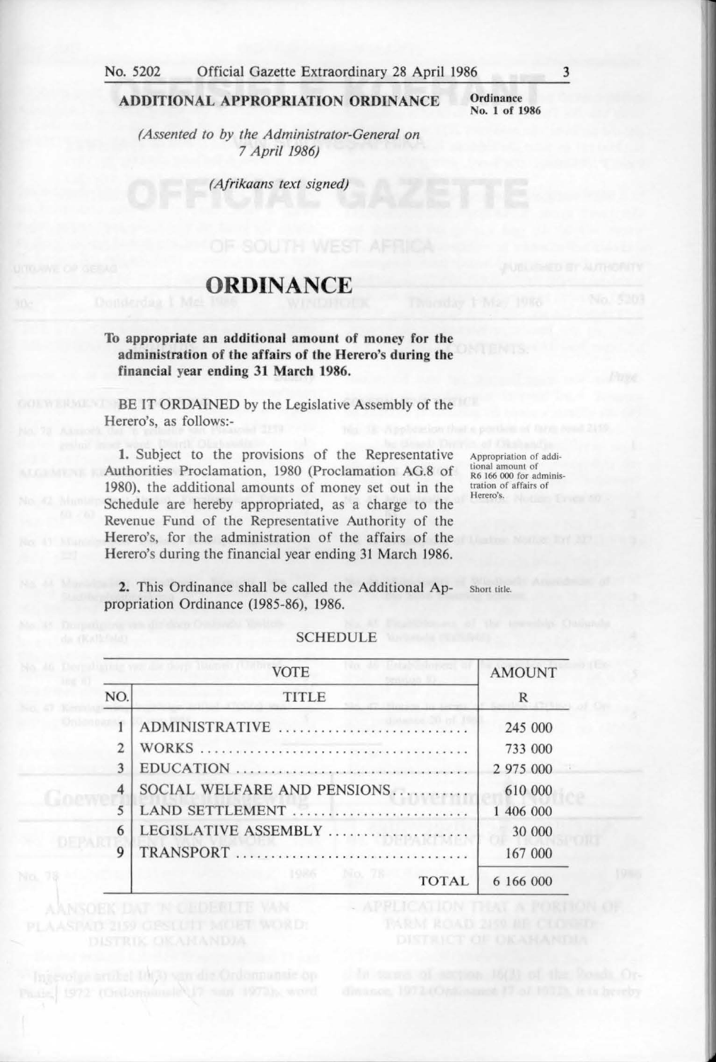ADDITIONAL APPROPRIATION ORDINANCE

Ordinance No. 1 of 1986

*(Assented to by the Administrator-General on 7 April 1986)*

*(Afrikaans text signed)*

# ORDINANCE

**To appropriate an additional amount of money for the administration of the affairs of the Herero's during the financial year ending 31 March 1986.**

BE IT ORDAINED by the Legislative Assembly of the Herero's, as follows:-

Appropriation of additional amount of R6 166 000 for administration of affairs of Herero's.

**1.** Subject to the provisions of the Representative Authorities Proclamation, 1980 (Proclamation AG.8 of 1980), the additional amounts of money set out in the Schedule are hereby appropriated, as a charge to the Revenue Fund of the Representative Authority of the Herero's, for the administration of the affairs of the Herero's during the financial year ending 31 March 1986.

Short title.

**2.** This Ordinance shall be called the Additional Appropriation Ordinance (1985-86), 1986.

SCHEDULE

| VOTE | | AMOUNT |
|---|---|---|
| NO. | TITLE | R |
| 1 | ADMINISTRATIVE ........................... | 245 000 |
| 2 | WORKS ........................................ | 733 000 |
| 3 | EDUCATION ................................. | 2 975 000 |
| 4 | SOCIAL WELFARE AND PENSIONS.......... | 610 000 |
| 5 | LAND SETTLEMENT ......................... | 1 406 000 |
| 6 | LEGISLATIVE ASSEMBLY .................... | 30 000 |
| 9 | TRANSPORT ................................. | 167 000 |
| | TOTAL | 6 166 000 |